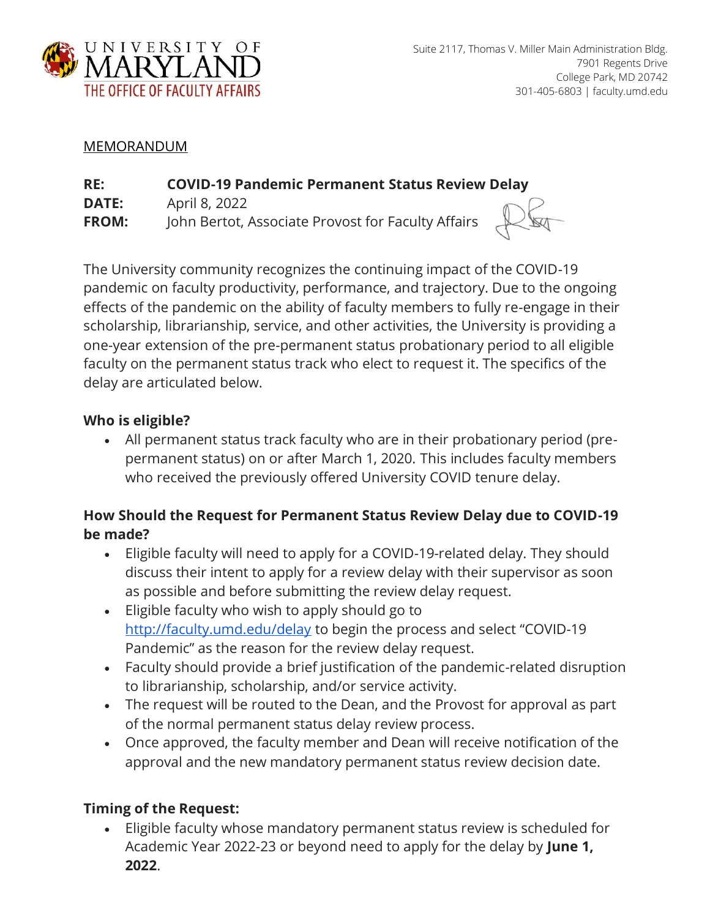UNIVERSITY OF MARYLAND
THE OFFICE OF FACULTY AFFAIRS

Suite 2117, Thomas V. Miller Main Administration Bldg.
7901 Regents Drive
College Park, MD 20742
301-405-6803 | faculty.umd.edu

MEMORANDUM

**RE:** **COVID-19 Pandemic Permanent Status Review Delay**
**DATE:** April 8, 2022
**FROM:** John Bertot, Associate Provost for Faculty Affairs

The University community recognizes the continuing impact of the COVID-19 pandemic on faculty productivity, performance, and trajectory. Due to the ongoing effects of the pandemic on the ability of faculty members to fully re-engage in their scholarship, librarianship, service, and other activities, the University is providing a one-year extension of the pre-permanent status probationary period to all eligible faculty on the permanent status track who elect to request it. The specifics of the delay are articulated below.

### Who is eligible?

- All permanent status track faculty who are in their probationary period (pre-permanent status) on or after March 1, 2020. This includes faculty members who received the previously offered University COVID tenure delay.

### How Should the Request for Permanent Status Review Delay due to COVID-19 be made?

- Eligible faculty will need to apply for a COVID-19-related delay. They should discuss their intent to apply for a review delay with their supervisor as soon as possible and before submitting the review delay request.
- Eligible faculty who wish to apply should go to [http://faculty.umd.edu/delay](http://faculty.umd.edu/delay) to begin the process and select "COVID-19 Pandemic" as the reason for the review delay request.
- Faculty should provide a brief justification of the pandemic-related disruption to librarianship, scholarship, and/or service activity.
- The request will be routed to the Dean, and the Provost for approval as part of the normal permanent status delay review process.
- Once approved, the faculty member and Dean will receive notification of the approval and the new mandatory permanent status review decision date.

### Timing of the Request:

- Eligible faculty whose mandatory permanent status review is scheduled for Academic Year 2022-23 or beyond need to apply for the delay by **June 1, 2022**.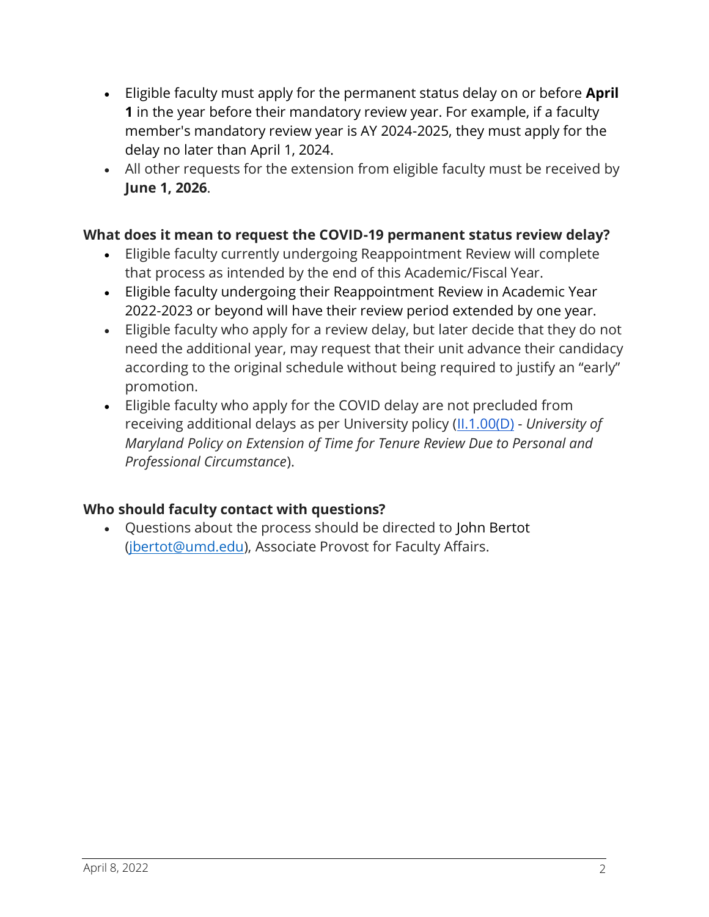- Eligible faculty must apply for the permanent status delay on or before **April 1** in the year before their mandatory review year. For example, if a faculty member's mandatory review year is AY 2024-2025, they must apply for the delay no later than April 1, 2024.
- All other requests for the extension from eligible faculty must be received by **June 1, 2026**.

### What does it mean to request the COVID-19 permanent status review delay?

- Eligible faculty currently undergoing Reappointment Review will complete that process as intended by the end of this Academic/Fiscal Year.
- Eligible faculty undergoing their Reappointment Review in Academic Year 2022-2023 or beyond will have their review period extended by one year.
- Eligible faculty who apply for a review delay, but later decide that they do not need the additional year, may request that their unit advance their candidacy according to the original schedule without being required to justify an "early" promotion.
- Eligible faculty who apply for the COVID delay are not precluded from receiving additional delays as per University policy ([II.1.00(D)](#) - *University of Maryland Policy on Extension of Time for Tenure Review Due to Personal and Professional Circumstance*).

### Who should faculty contact with questions?

- Questions about the process should be directed to John Bertot ([jbertot@umd.edu](mailto:jbertot@umd.edu)), Associate Provost for Faculty Affairs.

April 8, 2022